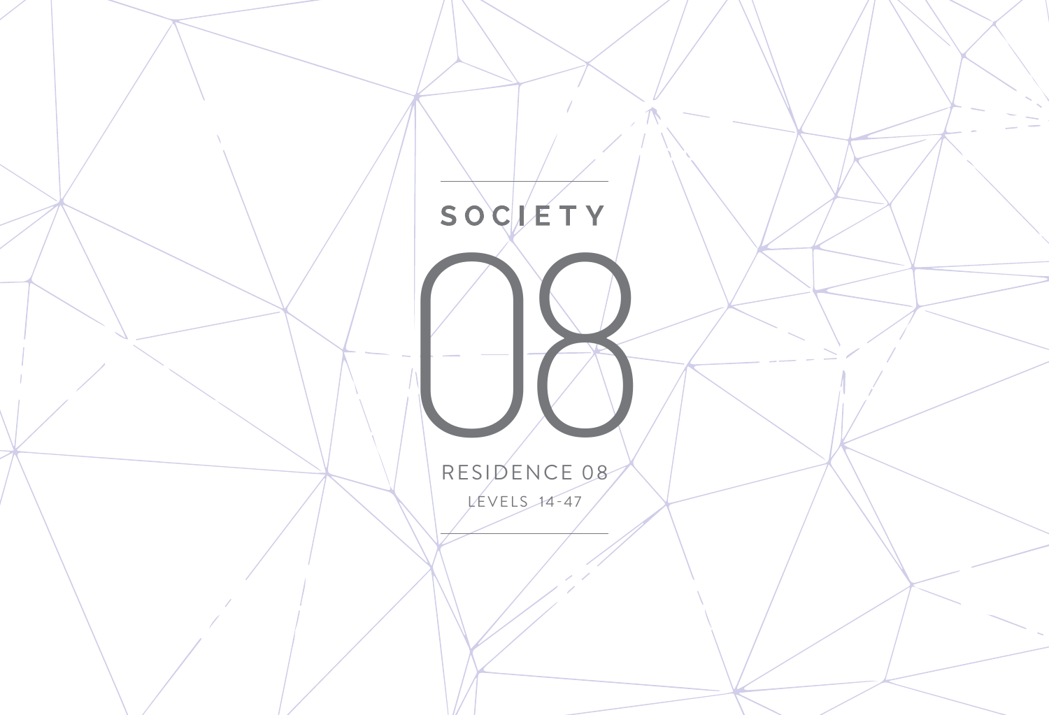# SOCIETY

# 08

RESIDENCE 08

LEVELS 14-47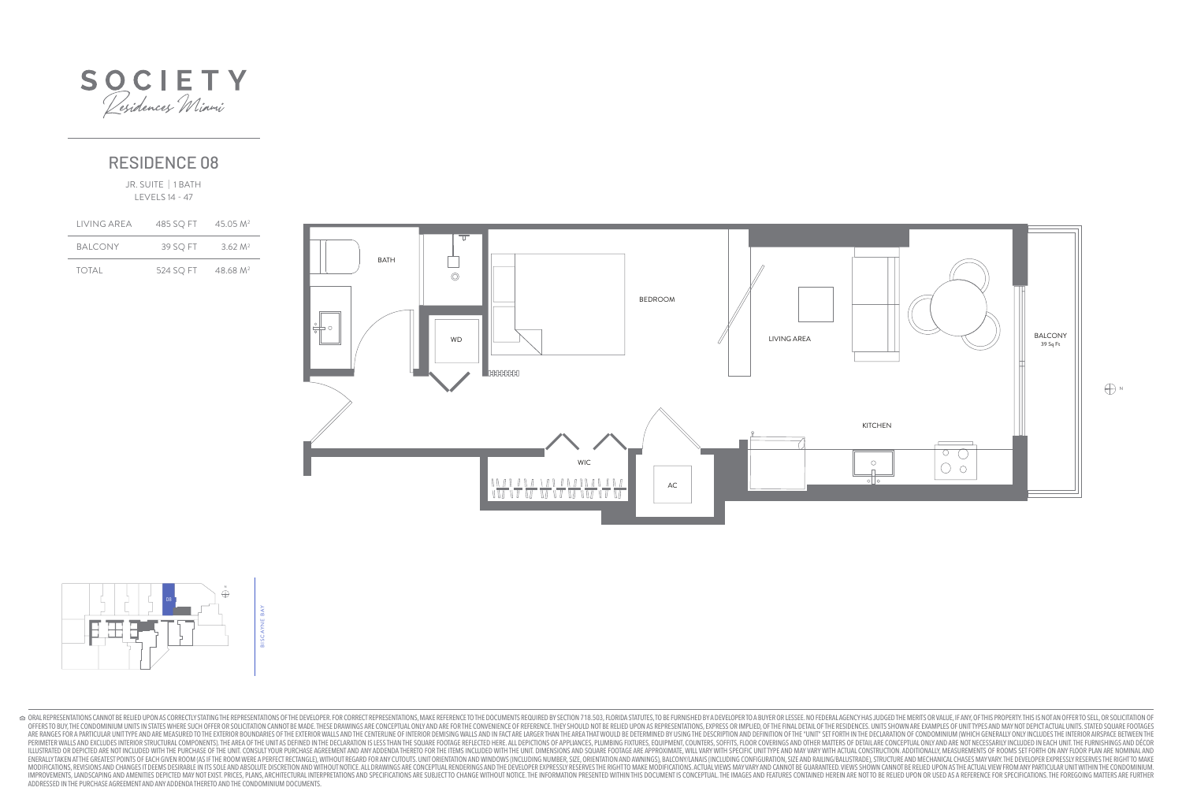SOCIETY
Residences Miami

## RESIDENCE 08

JR. SUITE | 1 BATH
LEVELS 14 - 47

| | | |
|---|---|---|
| LIVING AREA | 485 SQ FT | 45.05 M² |
| BALCONY | 39 SQ FT | 3.62 M² |
| TOTAL | 524 SQ FT | 48.68 M² |

BATH
WD
BEDROOM
LIVING AREA
BALCONY
39 Sq Ft
KITCHEN
WIC
AC
N

08
BISCAYNE BAY

ORAL REPRESENTATIONS CANNOT BE RELIED UPON AS CORRECTLY STATING THE REPRESENTATIONS OF THE DEVELOPER. FOR CORRECT REPRESENTATIONS, MAKE REFERENCE TO THE DOCUMENTS REQUIRED BY SECTION 718.503, FLORIDA STATUTES, TO BE FURNISHED BY A DEVELOPER TO A BUYER OR LESSEE. NO FEDERAL AGENCY HAS JUDGED THE MERITS OR VALUE, IF ANY, OF THIS PROPERTY. THIS IS NOT AN OFFER TO SELL, OR SOLICITATION OF OFFERS TO BUY, THE CONDOMINIUM UNITS IN STATES WHERE SUCH OFFER OR SOLICITATION CANNOT BE MADE. THESE DRAWINGS ARE CONCEPTUAL ONLY AND ARE FOR THE CONVENIENCE OF REFERENCE. THEY SHOULD NOT BE RELIED UPON AS REPRESENTATIONS, EXPRESS OR IMPLIED, OF THE FINAL DETAIL OF THE RESIDENCES. UNITS SHOWN ARE EXAMPLES OF UNIT TYPES AND MAY NOT DEPICT ACTUAL UNITS. STATED SQUARE FOOTAGES ARE RANGES FOR A PARTICULAR UNIT TYPE AND ARE MEASURED TO THE EXTERIOR BOUNDARIES OF THE EXTERIOR WALLS AND THE CENTERLINE OF INTERIOR DEMISING WALLS AND IN FACT ARE LARGER THAN THE AREA THAT WOULD BE DETERMINED BY USING THE DESCRIPTION AND DEFINITION OF THE "UNIT" SET FORTH IN THE DECLARATION OF CONDOMINIUM (WHICH GENERALLY ONLY INCLUDES THE INTERIOR AIRSPACE BETWEEN THE PERIMETER WALLS AND EXCLUDES INTERIOR STRUCTURAL COMPONENTS). THE AREA OF THE UNIT AS DEFINED IN THE DECLARATION IS LESS THAN THE SQUARE FOOTAGE REFLECTED HERE. ALL DEPICTIONS OF APPLIANCES, PLUMBING FIXTURES, EQUIPMENT, COUNTERS, SOFFITS, FLOOR COVERINGS AND OTHER MATTERS OF DETAIL ARE CONCEPTUAL ONLY AND ARE NOT NECESSARILY INCLUDED IN EACH UNIT. THE FURNISHINGS AND DÉCOR ILLUSTRATED OR DEPICTED ARE NOT INCLUDED WITH THE PURCHASE OF THE UNIT. CONSULT YOUR PURCHASE AGREEMENT AND ANY ADDENDA THERETO FOR THE ITEMS INCLUDED WITH THE UNIT. DIMENSIONS AND SQUARE FOOTAGE ARE APPROXIMATE, WILL VARY WITH SPECIFIC UNIT TYPE AND MAY VARY WITH ACTUAL CONSTRUCTION. ADDITIONALLY, MEASUREMENTS OF ROOMS SET FORTH ON ANY FLOOR PLAN ARE NOMINAL AND GENERALLY TAKEN AT THE GREATEST POINTS OF EACH GIVEN ROOM (AS IF THE ROOM WERE A PERFECT RECTANGLE), WITHOUT REGARD FOR ANY CUTOUTS. UNIT ORIENTATION AND WINDOWS (INCLUDING NUMBER, SIZE, ORIENTATION AND AWNINGS), BALCONY/LANAIS (INCLUDING CONFIGURATION, SIZE AND RAILING/BALUSTRADE), STRUCTURE AND MECHANICAL CHASES MAY VARY. THE DEVELOPER EXPRESSLY RESERVES THE RIGHT TO MAKE MODIFICATIONS, REVISIONS AND CHANGES IT DEEMS DESIRABLE IN ITS SOLE AND ABSOLUTE DISCRETION AND WITHOUT NOTICE. ALL DRAWINGS ARE CONCEPTUAL RENDERINGS AND THE DEVELOPER EXPRESSLY RESERVES THE RIGHT TO MAKE MODIFICATIONS. ACTUAL VIEWS MAY VARY AND CANNOT BE GUARANTEED. VIEWS SHOWN CANNOT BE RELIED UPON AS THE ACTUAL VIEW FROM ANY PARTICULAR UNIT WITHIN THE CONDOMINIUM. IMPROVEMENTS, LANDSCAPING AND AMENITIES DEPICTED MAY NOT EXIST. PRICES, PLANS, ARCHITECTURAL INTERPRETATIONS AND SPECIFICATIONS ARE SUBJECT TO CHANGE WITHOUT NOTICE. THE INFORMATION PRESENTED WITHIN THIS DOCUMENT IS CONCEPTUAL. THE IMAGES AND FEATURES CONTAINED HEREIN ARE NOT TO BE RELIED UPON OR USED AS A REFERENCE FOR SPECIFICATIONS. THE FOREGOING MATTERS ARE FURTHER ADDRESSED IN THE PURCHASE AGREEMENT AND ANY ADDENDA THERETO AND THE CONDOMINIUM DOCUMENTS.